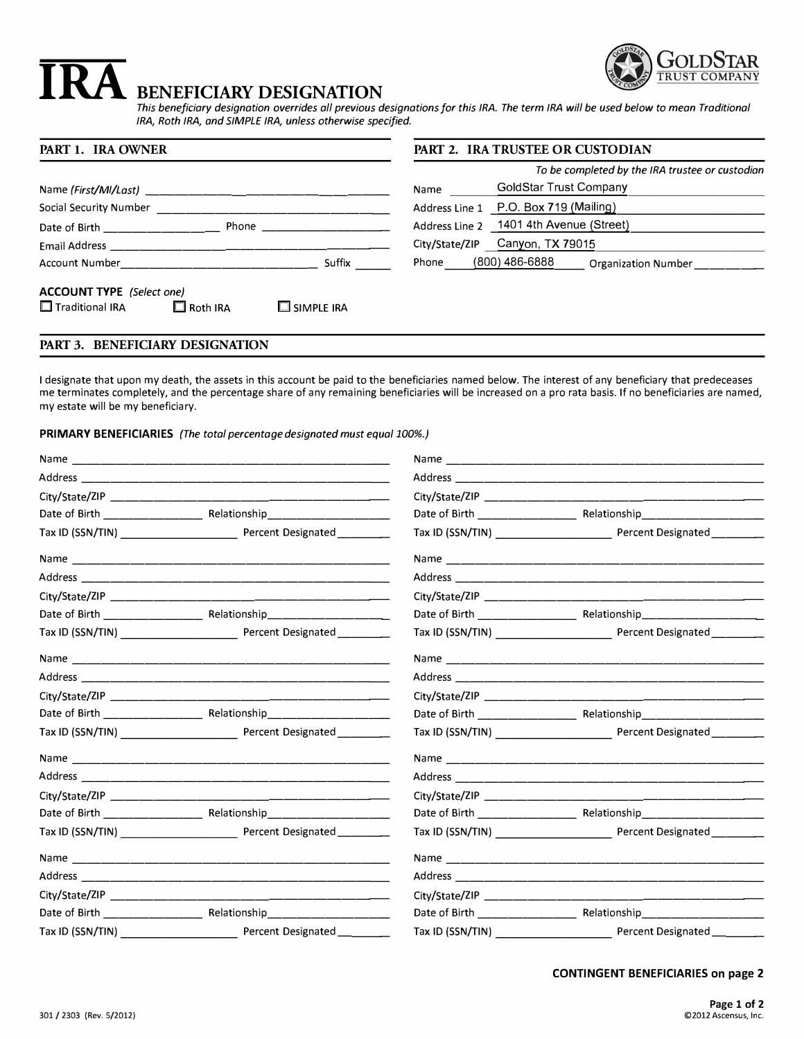# IRA BENEFICIARY DESIGNATION

*This beneficiary designation overrides all previous designations for this IRA. The term IRA will be used below to mean Traditional IRA, Roth IRA, and SIMPLE IRA, unless otherwise specified.*

GoldStar Trust Company

## PART 1. IRA OWNER

Name *(First/MI/Last)* ______________________________

Social Security Number ______________________________

Date of Birth ______________ Phone ______________

Email Address ______________________________

Account Number ______________________ Suffix ______

**ACCOUNT TYPE** *(Select one)*

☐ Traditional IRA ☐ Roth IRA ☐ SIMPLE IRA

## PART 2. IRA TRUSTEE OR CUSTODIAN

*To be completed by the IRA trustee or custodian*

Name GoldStar Trust Company

Address Line 1 P.O. Box 719 (Mailing)

Address Line 2 1401 4th Avenue (Street)

City/State/ZIP Canyon, TX 79015

Phone (800) 486-6888 Organization Number ______

## PART 3. BENEFICIARY DESIGNATION

I designate that upon my death, the assets in this account be paid to the beneficiaries named below. The interest of any beneficiary that predeceases me terminates completely, and the percentage share of any remaining beneficiaries will be increased on a pro rata basis. If no beneficiaries are named, my estate will be my beneficiary.

**PRIMARY BENEFICIARIES** *(The total percentage designated must equal 100%.)*

Name ______________________________
Address ______________________________
City/State/ZIP ______________________________
Date of Birth ______________ Relationship ______________
Tax ID (SSN/TIN) ______________ Percent Designated ______

Name ______________________________
Address ______________________________
City/State/ZIP ______________________________
Date of Birth ______________ Relationship ______________
Tax ID (SSN/TIN) ______________ Percent Designated ______

Name ______________________________
Address ______________________________
City/State/ZIP ______________________________
Date of Birth ______________ Relationship ______________
Tax ID (SSN/TIN) ______________ Percent Designated ______

Name ______________________________
Address ______________________________
City/State/ZIP ______________________________
Date of Birth ______________ Relationship ______________
Tax ID (SSN/TIN) ______________ Percent Designated ______

Name ______________________________
Address ______________________________
City/State/ZIP ______________________________
Date of Birth ______________ Relationship ______________
Tax ID (SSN/TIN) ______________ Percent Designated ______

Name ______________________________
Address ______________________________
City/State/ZIP ______________________________
Date of Birth ______________ Relationship ______________
Tax ID (SSN/TIN) ______________ Percent Designated ______

Name ______________________________
Address ______________________________
City/State/ZIP ______________________________
Date of Birth ______________ Relationship ______________
Tax ID (SSN/TIN) ______________ Percent Designated ______

Name ______________________________
Address ______________________________
City/State/ZIP ______________________________
Date of Birth ______________ Relationship ______________
Tax ID (SSN/TIN) ______________ Percent Designated ______

Name ______________________________
Address ______________________________
City/State/ZIP ______________________________
Date of Birth ______________ Relationship ______________
Tax ID (SSN/TIN) ______________ Percent Designated ______

Name ______________________________
Address ______________________________
City/State/ZIP ______________________________
Date of Birth ______________ Relationship ______________
Tax ID (SSN/TIN) ______________ Percent Designated ______

**CONTINGENT BENEFICIARIES on page 2**

301 / 2303 (Rev. 5/2012)

©2012 Ascensus, Inc.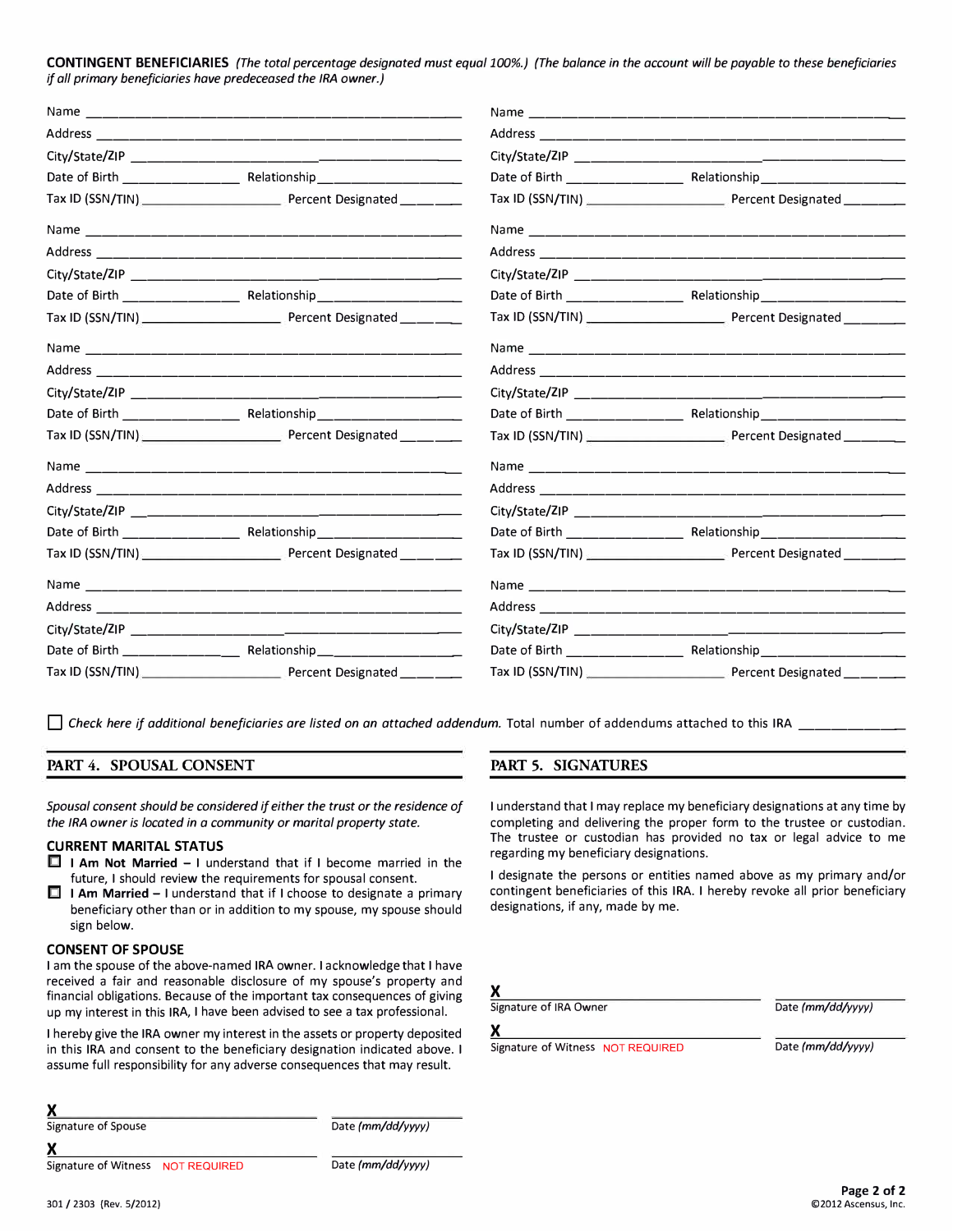**CONTINGENT BENEFICIARIES** *(The total percentage designated must equal 100%.) (The balance in the account will be payable to these beneficiaries if all primary beneficiaries have predeceased the IRA owner.)*

Name ______________________________
Address ______________________________
City/State/ZIP ______________________________
Date of Birth ____________ Relationship ____________
Tax ID (SSN/TIN) ____________ Percent Designated ______

Name ______________________________
Address ______________________________
City/State/ZIP ______________________________
Date of Birth ____________ Relationship ____________
Tax ID (SSN/TIN) ____________ Percent Designated ______

Name ______________________________
Address ______________________________
City/State/ZIP ______________________________
Date of Birth ____________ Relationship ____________
Tax ID (SSN/TIN) ____________ Percent Designated ______

Name ______________________________
Address ______________________________
City/State/ZIP ______________________________
Date of Birth ____________ Relationship ____________
Tax ID (SSN/TIN) ____________ Percent Designated ______

Name ______________________________
Address ______________________________
City/State/ZIP ______________________________
Date of Birth ____________ Relationship ____________
Tax ID (SSN/TIN) ____________ Percent Designated ______

Name ______________________________
Address ______________________________
City/State/ZIP ______________________________
Date of Birth ____________ Relationship ____________
Tax ID (SSN/TIN) ____________ Percent Designated ______

Name ______________________________
Address ______________________________
City/State/ZIP ______________________________
Date of Birth ____________ Relationship ____________
Tax ID (SSN/TIN) ____________ Percent Designated ______

Name ______________________________
Address ______________________________
City/State/ZIP ______________________________
Date of Birth ____________ Relationship ____________
Tax ID (SSN/TIN) ____________ Percent Designated ______

Name ______________________________
Address ______________________________
City/State/ZIP ______________________________
Date of Birth ____________ Relationship ____________
Tax ID (SSN/TIN) ____________ Percent Designated ______

Name ______________________________
Address ______________________________
City/State/ZIP ______________________________
Date of Birth ____________ Relationship ____________
Tax ID (SSN/TIN) ____________ Percent Designated ______

☐ *Check here if additional beneficiaries are listed on an attached addendum.* Total number of addendums attached to this IRA ____________

## PART 4. SPOUSAL CONSENT

*Spousal consent should be considered if either the trust or the residence of the IRA owner is located in a community or marital property state.*

### CURRENT MARITAL STATUS

☐ **I Am Not Married –** I understand that if I become married in the future, I should review the requirements for spousal consent.

☐ **I Am Married –** I understand that if I choose to designate a primary beneficiary other than or in addition to my spouse, my spouse should sign below.

### CONSENT OF SPOUSE

I am the spouse of the above-named IRA owner. I acknowledge that I have received a fair and reasonable disclosure of my spouse's property and financial obligations. Because of the important tax consequences of giving up my interest in this IRA, I have been advised to see a tax professional.

I hereby give the IRA owner my interest in the assets or property deposited in this IRA and consent to the beneficiary designation indicated above. I assume full responsibility for any adverse consequences that may result.

**X** ______________________________ ____________
Signature of Spouse Date *(mm/dd/yyyy)*

**X** ______________________________ ____________
Signature of Witness NOT REQUIRED Date *(mm/dd/yyyy)*

## PART 5. SIGNATURES

I understand that I may replace my beneficiary designations at any time by completing and delivering the proper form to the trustee or custodian. The trustee or custodian has provided no tax or legal advice to me regarding my beneficiary designations.

I designate the persons or entities named above as my primary and/or contingent beneficiaries of this IRA. I hereby revoke all prior beneficiary designations, if any, made by me.

**X** ______________________________ ____________
Signature of IRA Owner Date *(mm/dd/yyyy)*

**X** ______________________________ ____________
Signature of Witness NOT REQUIRED Date *(mm/dd/yyyy)*

301 / 2303 (Rev. 5/2012)

©2012 Ascensus, Inc.